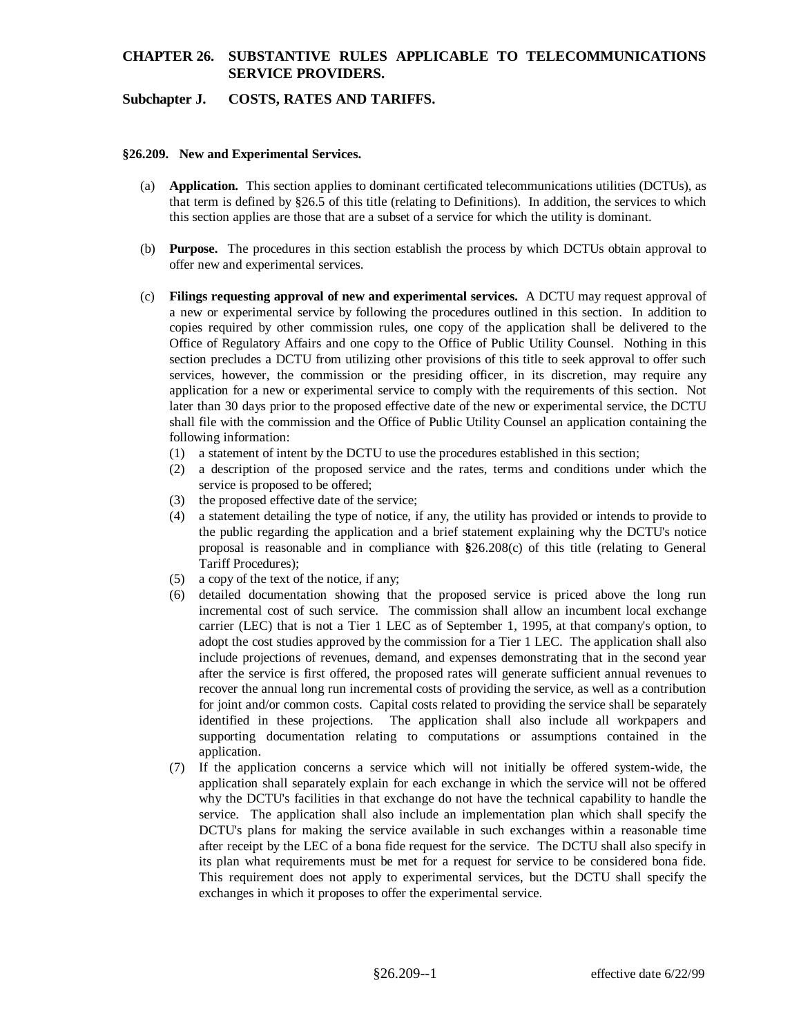# CHAPTER 26. SUBSTANTIVE RULES APPLICABLE TO TELECOMMUNICATIONS SERVICE PROVIDERS.

## Subchapter J. COSTS, RATES AND TARIFFS.

### §26.209. New and Experimental Services.

(a) **Application.** This section applies to dominant certificated telecommunications utilities (DCTUs), as that term is defined by §26.5 of this title (relating to Definitions). In addition, the services to which this section applies are those that are a subset of a service for which the utility is dominant.

(b) **Purpose.** The procedures in this section establish the process by which DCTUs obtain approval to offer new and experimental services.

(c) **Filings requesting approval of new and experimental services.** A DCTU may request approval of a new or experimental service by following the procedures outlined in this section. In addition to copies required by other commission rules, one copy of the application shall be delivered to the Office of Regulatory Affairs and one copy to the Office of Public Utility Counsel. Nothing in this section precludes a DCTU from utilizing other provisions of this title to seek approval to offer such services, however, the commission or the presiding officer, in its discretion, may require any application for a new or experimental service to comply with the requirements of this section. Not later than 30 days prior to the proposed effective date of the new or experimental service, the DCTU shall file with the commission and the Office of Public Utility Counsel an application containing the following information:

(1) a statement of intent by the DCTU to use the procedures established in this section;

(2) a description of the proposed service and the rates, terms and conditions under which the service is proposed to be offered;

(3) the proposed effective date of the service;

(4) a statement detailing the type of notice, if any, the utility has provided or intends to provide to the public regarding the application and a brief statement explaining why the DCTU's notice proposal is reasonable and in compliance with §26.208(c) of this title (relating to General Tariff Procedures);

(5) a copy of the text of the notice, if any;

(6) detailed documentation showing that the proposed service is priced above the long run incremental cost of such service. The commission shall allow an incumbent local exchange carrier (LEC) that is not a Tier 1 LEC as of September 1, 1995, at that company's option, to adopt the cost studies approved by the commission for a Tier 1 LEC. The application shall also include projections of revenues, demand, and expenses demonstrating that in the second year after the service is first offered, the proposed rates will generate sufficient annual revenues to recover the annual long run incremental costs of providing the service, as well as a contribution for joint and/or common costs. Capital costs related to providing the service shall be separately identified in these projections. The application shall also include all workpapers and supporting documentation relating to computations or assumptions contained in the application.

(7) If the application concerns a service which will not initially be offered system-wide, the application shall separately explain for each exchange in which the service will not be offered why the DCTU's facilities in that exchange do not have the technical capability to handle the service. The application shall also include an implementation plan which shall specify the DCTU's plans for making the service available in such exchanges within a reasonable time after receipt by the LEC of a bona fide request for the service. The DCTU shall also specify in its plan what requirements must be met for a request for service to be considered bona fide. This requirement does not apply to experimental services, but the DCTU shall specify the exchanges in which it proposes to offer the experimental service.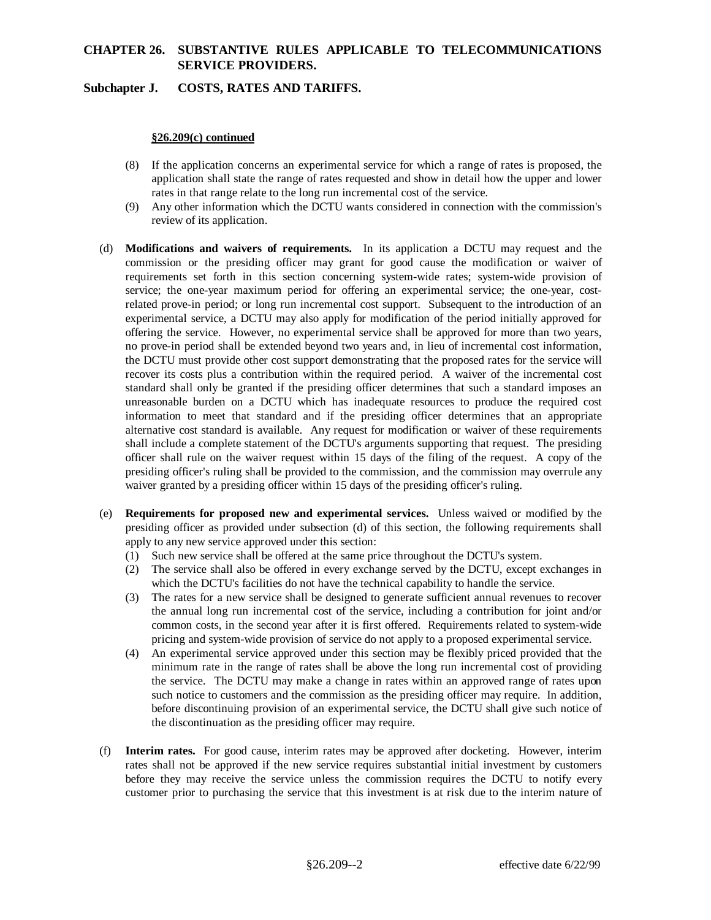**§26.209(c) continued**

(8) If the application concerns an experimental service for which a range of rates is proposed, the application shall state the range of rates requested and show in detail how the upper and lower rates in that range relate to the long run incremental cost of the service.

(9) Any other information which the DCTU wants considered in connection with the commission's review of its application.

(d) **Modifications and waivers of requirements.** In its application a DCTU may request and the commission or the presiding officer may grant for good cause the modification or waiver of requirements set forth in this section concerning system-wide rates; system-wide provision of service; the one-year maximum period for offering an experimental service; the one-year, cost-related prove-in period; or long run incremental cost support. Subsequent to the introduction of an experimental service, a DCTU may also apply for modification of the period initially approved for offering the service. However, no experimental service shall be approved for more than two years, no prove-in period shall be extended beyond two years and, in lieu of incremental cost information, the DCTU must provide other cost support demonstrating that the proposed rates for the service will recover its costs plus a contribution within the required period. A waiver of the incremental cost standard shall only be granted if the presiding officer determines that such a standard imposes an unreasonable burden on a DCTU which has inadequate resources to produce the required cost information to meet that standard and if the presiding officer determines that an appropriate alternative cost standard is available. Any request for modification or waiver of these requirements shall include a complete statement of the DCTU's arguments supporting that request. The presiding officer shall rule on the waiver request within 15 days of the filing of the request. A copy of the presiding officer's ruling shall be provided to the commission, and the commission may overrule any waiver granted by a presiding officer within 15 days of the presiding officer's ruling.

(e) **Requirements for proposed new and experimental services.** Unless waived or modified by the presiding officer as provided under subsection (d) of this section, the following requirements shall apply to any new service approved under this section:

(1) Such new service shall be offered at the same price throughout the DCTU's system.

(2) The service shall also be offered in every exchange served by the DCTU, except exchanges in which the DCTU's facilities do not have the technical capability to handle the service.

(3) The rates for a new service shall be designed to generate sufficient annual revenues to recover the annual long run incremental cost of the service, including a contribution for joint and/or common costs, in the second year after it is first offered. Requirements related to system-wide pricing and system-wide provision of service do not apply to a proposed experimental service.

(4) An experimental service approved under this section may be flexibly priced provided that the minimum rate in the range of rates shall be above the long run incremental cost of providing the service. The DCTU may make a change in rates within an approved range of rates upon such notice to customers and the commission as the presiding officer may require. In addition, before discontinuing provision of an experimental service, the DCTU shall give such notice of the discontinuation as the presiding officer may require.

(f) **Interim rates.** For good cause, interim rates may be approved after docketing. However, interim rates shall not be approved if the new service requires substantial initial investment by customers before they may receive the service unless the commission requires the DCTU to notify every customer prior to purchasing the service that this investment is at risk due to the interim nature of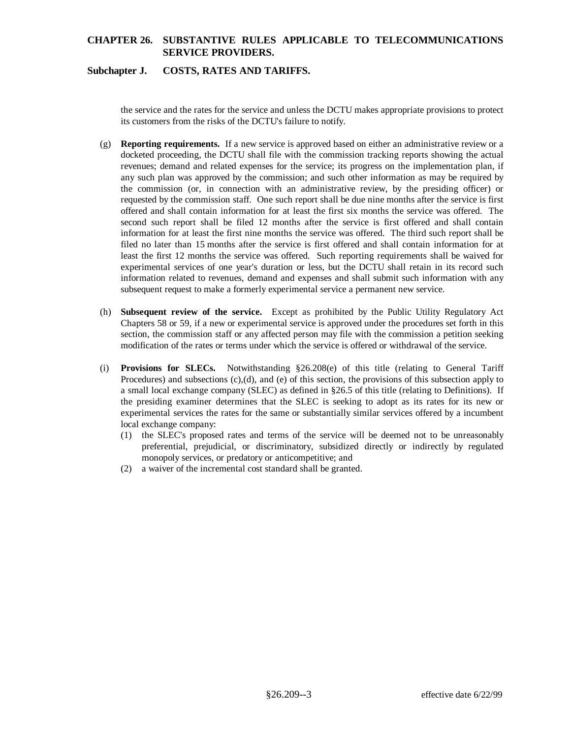the service and the rates for the service and unless the DCTU makes appropriate provisions to protect its customers from the risks of the DCTU's failure to notify.

(g) **Reporting requirements.** If a new service is approved based on either an administrative review or a docketed proceeding, the DCTU shall file with the commission tracking reports showing the actual revenues; demand and related expenses for the service; its progress on the implementation plan, if any such plan was approved by the commission; and such other information as may be required by the commission (or, in connection with an administrative review, by the presiding officer) or requested by the commission staff. One such report shall be due nine months after the service is first offered and shall contain information for at least the first six months the service was offered. The second such report shall be filed 12 months after the service is first offered and shall contain information for at least the first nine months the service was offered. The third such report shall be filed no later than 15 months after the service is first offered and shall contain information for at least the first 12 months the service was offered. Such reporting requirements shall be waived for experimental services of one year's duration or less, but the DCTU shall retain in its record such information related to revenues, demand and expenses and shall submit such information with any subsequent request to make a formerly experimental service a permanent new service.

(h) **Subsequent review of the service.** Except as prohibited by the Public Utility Regulatory Act Chapters 58 or 59, if a new or experimental service is approved under the procedures set forth in this section, the commission staff or any affected person may file with the commission a petition seeking modification of the rates or terms under which the service is offered or withdrawal of the service.

(i) **Provisions for SLECs.** Notwithstanding §26.208(e) of this title (relating to General Tariff Procedures) and subsections (c),(d), and (e) of this section, the provisions of this subsection apply to a small local exchange company (SLEC) as defined in §26.5 of this title (relating to Definitions). If the presiding examiner determines that the SLEC is seeking to adopt as its rates for its new or experimental services the rates for the same or substantially similar services offered by a incumbent local exchange company:

(1) the SLEC's proposed rates and terms of the service will be deemed not to be unreasonably preferential, prejudicial, or discriminatory, subsidized directly or indirectly by regulated monopoly services, or predatory or anticompetitive; and

(2) a waiver of the incremental cost standard shall be granted.